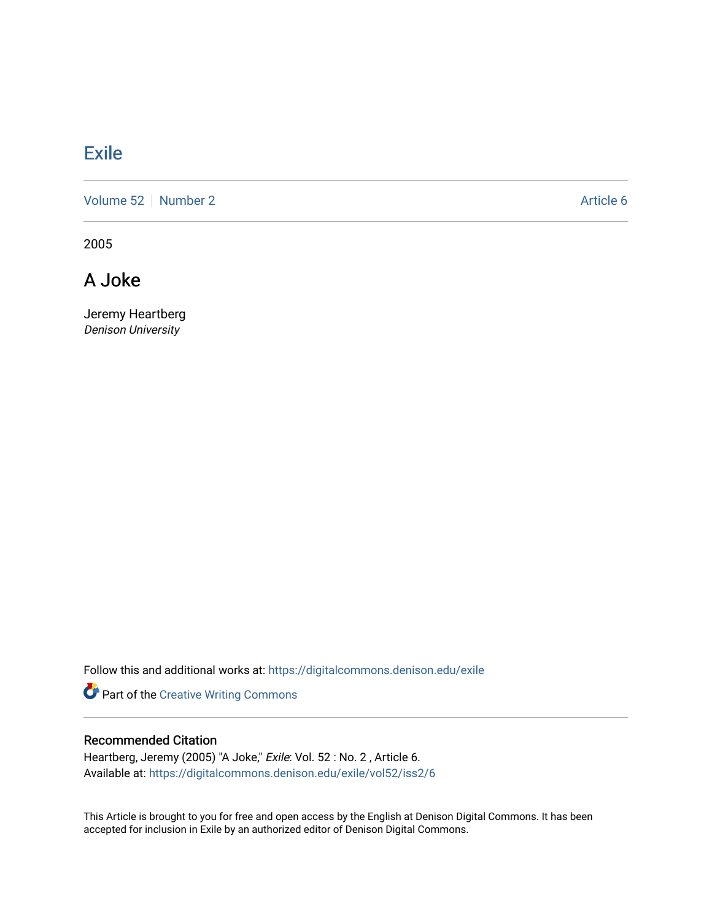# Exile

Volume 52 | Number 2 | Article 6

2005

## A Joke

Jeremy Heartberg
*Denison University*

Follow this and additional works at: https://digitalcommons.denison.edu/exile

Part of the Creative Writing Commons

### Recommended Citation

Heartberg, Jeremy (2005) "A Joke," *Exile*: Vol. 52 : No. 2 , Article 6.
Available at: https://digitalcommons.denison.edu/exile/vol52/iss2/6

This Article is brought to you for free and open access by the English at Denison Digital Commons. It has been accepted for inclusion in Exile by an authorized editor of Denison Digital Commons.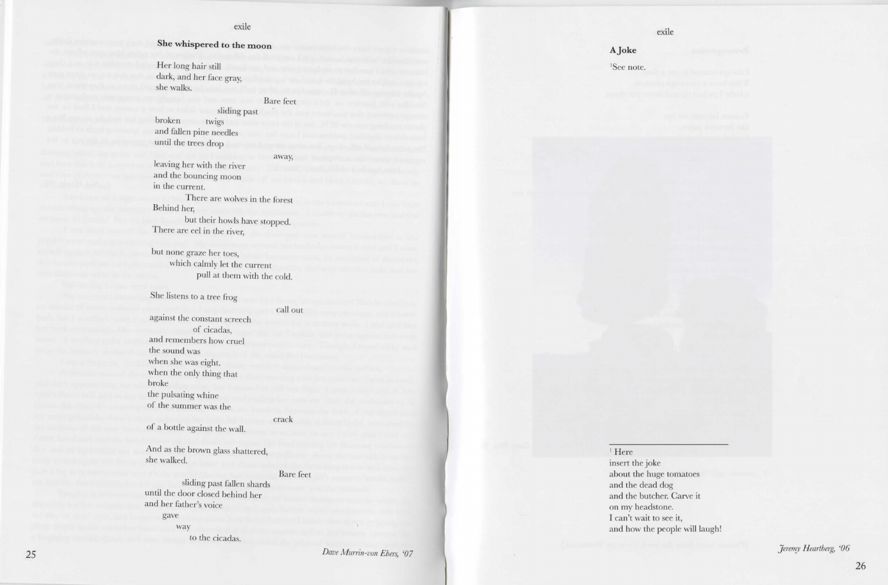## She whispered to the moon

Her long hair still
dark, and her face gray,
she walks.

Bare feet
sliding past
broken twigs
and fallen pine needles
until the trees drop
away,

leaving her with the river
and the bouncing moon
in the current.

There are wolves in the forest
Behind her,
but their howls have stopped.
There are eel in the river,

but none graze her toes,
which calmly let the current
pull at them with the cold.

She listens to a tree frog
call out
against the constant screech
of cicadas,
and remembers how cruel
the sound was
when she was eight.
when the only thing that
broke
the pulsating whine
of the summer was the
crack
of a bottle against the wall.

And as the brown glass shattered,
she walked.

Bare feet
sliding past fallen shards
until the door closed behind her
and her father's voice
gave
way
to the cicadas.

*Dave Murrin-von Ebers, '07*

## A Joke

[1]See note.

---

[1] Here
insert the joke
about the huge tomatoes
and the dead dog
and the butcher. Carve it
on my headstone.
I can't wait to see it,
and how the people will laugh!

*Jeremy Heartberg, '06*